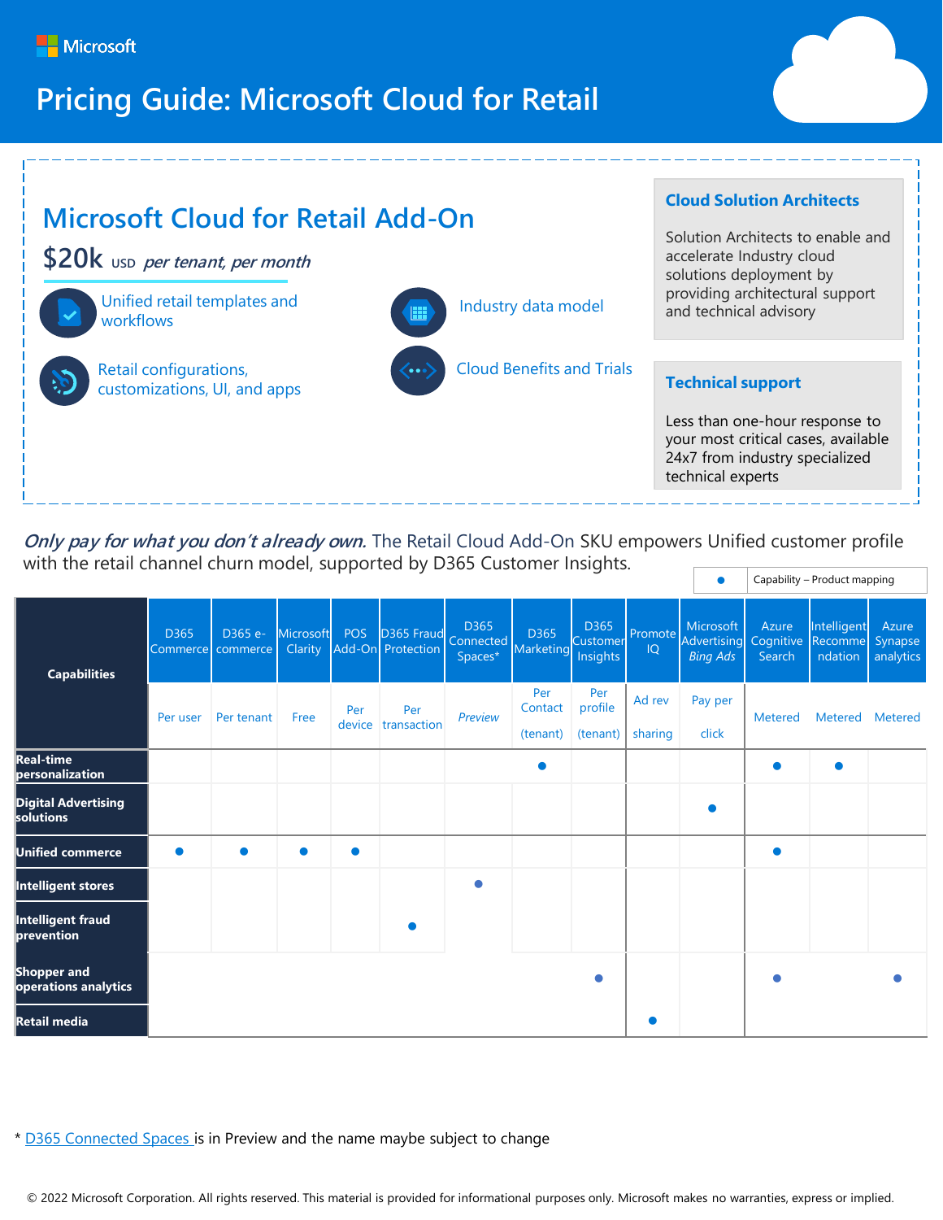Microsoft

# Pricing Guide: Microsoft Cloud for Retail

## Microsoft Cloud for Retail Add-On

**$20k** USD *per tenant, per month*

- Unified retail templates and workflows
- Retail configurations, customizations, UI, and apps
- Industry data model
- Cloud Benefits and Trials

### Cloud Solution Architects

Solution Architects to enable and accelerate Industry cloud solutions deployment by providing architectural support and technical advisory

### Technical support

Less than one-hour response to your most critical cases, available 24x7 from industry specialized technical experts

***Only pay for what you don't already own.*** The Retail Cloud Add-On SKU empowers Unified customer profile with the retail channel churn model, supported by D365 Customer Insights.

● Capability – Product mapping

| Capabilities | D365 Commerce | D365 e-commerce | Microsoft Clarity | POS Add-On | D365 Fraud Protection | D365 Connected Spaces* | D365 Marketing | D365 Customer Insights | Promote IQ | Microsoft Advertising *Bing Ads* | Azure Cognitive Search | Intelligent Recommendation | Azure Synapse analytics |
|---|---|---|---|---|---|---|---|---|---|---|---|---|---|
| | Per user | Per tenant | Free | Per device | Per transaction | *Preview* | Per Contact (tenant) | Per profile (tenant) | Ad rev sharing | Pay per click | Metered | Metered | Metered |
| **Real-time personalization** | | | | | | | ● | | | | ● | ● | |
| **Digital Advertising solutions** | | | | | | | | | | ● | | | |
| **Unified commerce** | ● | ● | ● | ● | | | | | | | ● | | |
| **Intelligent stores** | | | | | | ● | | | | | | | |
| **Intelligent fraud prevention** | | | | | ● | | | | | | | | |
| **Shopper and operations analytics** | | | | | | | | ● | | | ● | | ● |
| **Retail media** | | | | | | | | | ● | | | | |

* D365 Connected Spaces is in Preview and the name maybe subject to change

© 2022 Microsoft Corporation. All rights reserved. This material is provided for informational purposes only. Microsoft makes no warranties, express or implied.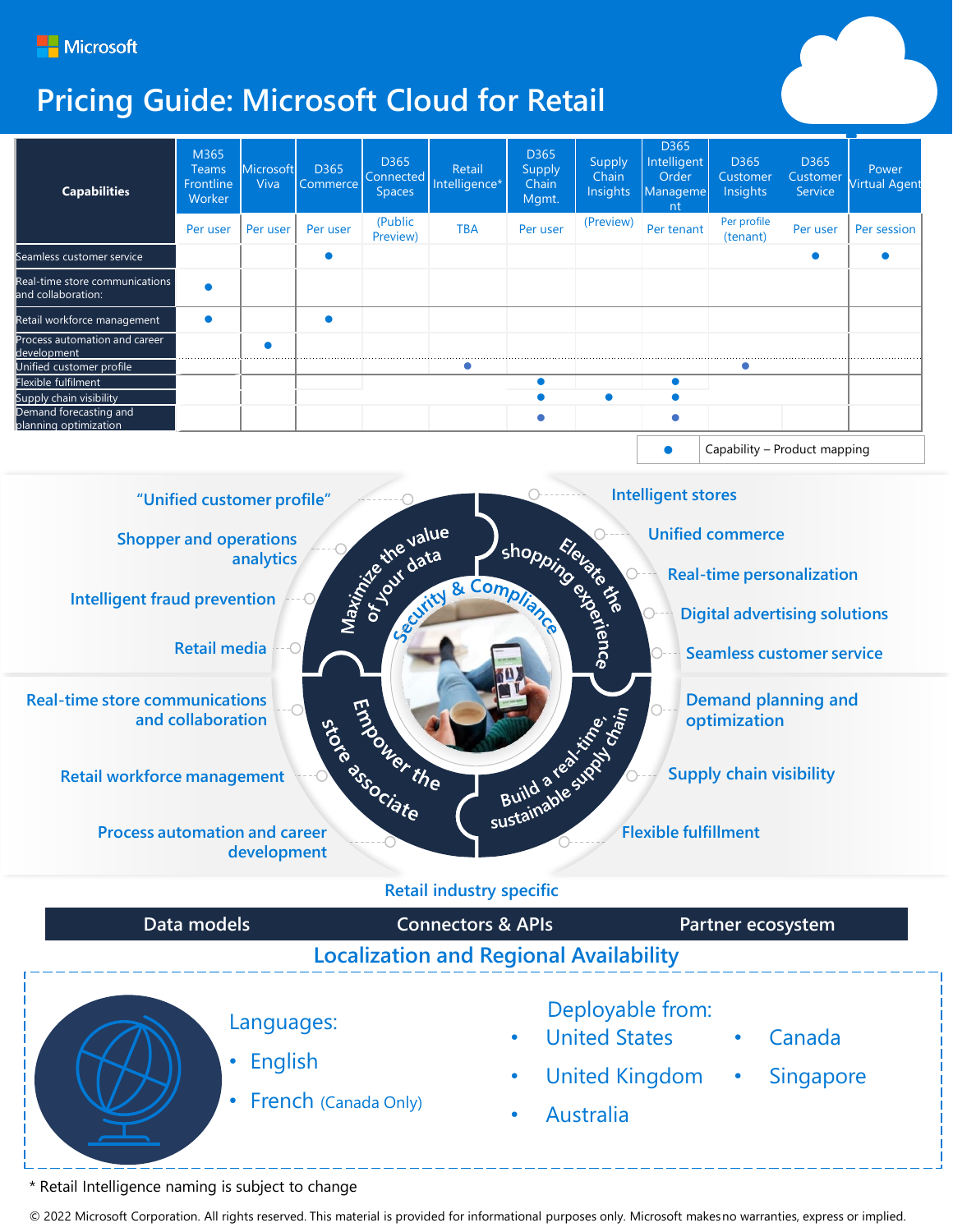Microsoft

# Pricing Guide: Microsoft Cloud for Retail

| Capabilities | M365 Teams Frontline Worker | Microsoft Viva | D365 Commerce | D365 Connected Spaces | Retail Intelligence* | D365 Supply Chain Mgmt. | Supply Chain Insights | D365 Intelligent Order Management | D365 Customer Insights | D365 Customer Service | Power Virtual Agent |
|---|---|---|---|---|---|---|---|---|---|---|---|
| | Per user | Per user | Per user | (Public Preview) | TBA | Per user | (Preview) | Per tenant | Per profile (tenant) | Per user | Per session |
| Seamless customer service | | | ● | | | | | | | ● | ● |
| Real-time store communications and collaboration: | ● | | | | | | | | | | |
| Retail workforce management | ● | | ● | | | | | | | | |
| Process automation and career development | | ● | | | | | | | | | |
| Unified customer profile | | | | | ● | | | | ● | | |
| Flexible fulfilment | | | | | | ● | | ● | | | |
| Supply chain visibility | | | | | | ● | ● | ● | | | |
| Demand forecasting and planning optimization | | | | | | ● | | ● | | | |

● Capability – Product mapping

**Maximize the value of your data**
- "Unified customer profile"
- Shopper and operations analytics
- Intelligent fraud prevention
- Retail media

**Elevate the shopping experience**
- Intelligent stores
- Unified commerce
- Real-time personalization
- Digital advertising solutions
- Seamless customer service

**Empower the store associate**
- Real-time store communications and collaboration
- Retail workforce management
- Process automation and career development

**Build a real-time, sustainable supply chain**
- Demand planning and optimization
- Supply chain visibility
- Flexible fulfillment

Security & Compliance

Retail industry specific

| Data models | Connectors & APIs | Partner ecosystem |
|---|---|---|

## Localization and Regional Availability

Languages:
- English
- French (Canada Only)

Deployable from:
- United States
- United Kingdom
- Australia
- Canada
- Singapore

\* Retail Intelligence naming is subject to change

© 2022 Microsoft Corporation. All rights reserved. This material is provided for informational purposes only. Microsoft makes no warranties, express or implied.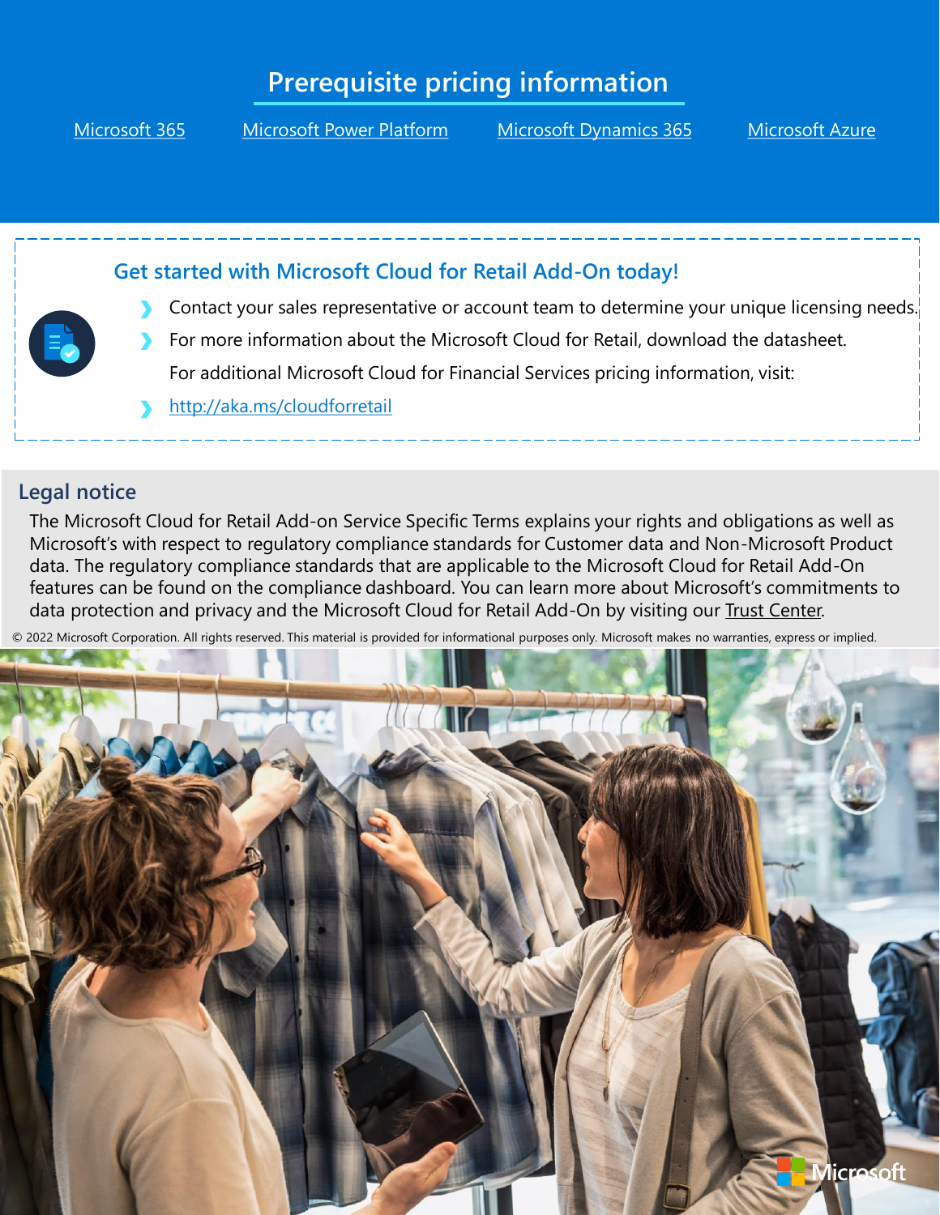## Prerequisite pricing information

[Microsoft 365](#) [Microsoft Power Platform](#) [Microsoft Dynamics 365](#) [Microsoft Azure](#)

### Get started with Microsoft Cloud for Retail Add-On today!

- Contact your sales representative or account team to determine your unique licensing needs.
- For more information about the Microsoft Cloud for Retail, download the datasheet.

  For additional Microsoft Cloud for Financial Services pricing information, visit:
- http://aka.ms/cloudforretail

### Legal notice

The Microsoft Cloud for Retail Add-on Service Specific Terms explains your rights and obligations as well as Microsoft's with respect to regulatory compliance standards for Customer data and Non-Microsoft Product data. The regulatory compliance standards that are applicable to the Microsoft Cloud for Retail Add-On features can be found on the compliance dashboard. You can learn more about Microsoft's commitments to data protection and privacy and the Microsoft Cloud for Retail Add-On by visiting our Trust Center.

© 2022 Microsoft Corporation. All rights reserved. This material is provided for informational purposes only. Microsoft makes no warranties, express or implied.